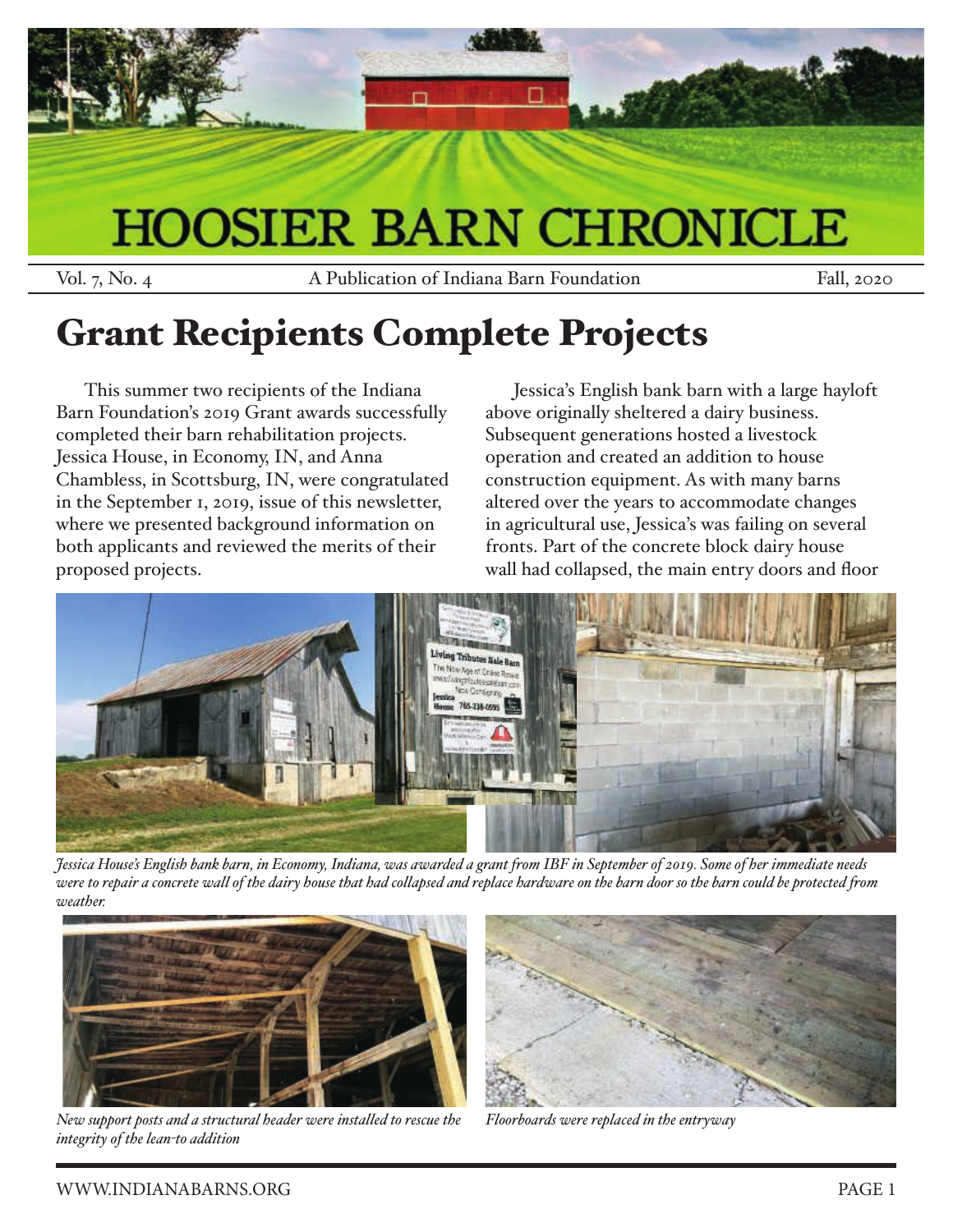# HOOSIER BARN CHRONICLE

Vol. 7, No. 4 — A Publication of Indiana Barn Foundation — Fall, 2020

# Grant Recipients Complete Projects

This summer two recipients of the Indiana Barn Foundation's 2019 Grant awards successfully completed their barn rehabilitation projects. Jessica House, in Economy, IN, and Anna Chambless, in Scottsburg, IN, were congratulated in the September 1, 2019, issue of this newsletter, where we presented background information on both applicants and reviewed the merits of their proposed projects.

Jessica's English bank barn with a large hayloft above originally sheltered a dairy business. Subsequent generations hosted a livestock operation and created an addition to house construction equipment. As with many barns altered over the years to accommodate changes in agricultural use, Jessica's was failing on several fronts. Part of the concrete block dairy house wall had collapsed, the main entry doors and floor

*Jessica House's English bank barn, in Economy, Indiana, was awarded a grant from IBF in September of 2019. Some of her immediate needs were to repair a concrete wall of the dairy house that had collapsed and replace hardware on the barn door so the barn could be protected from weather.*

*New support posts and a structural header were installed to rescue the integrity of the lean-to addition*

*Floorboards were replaced in the entryway*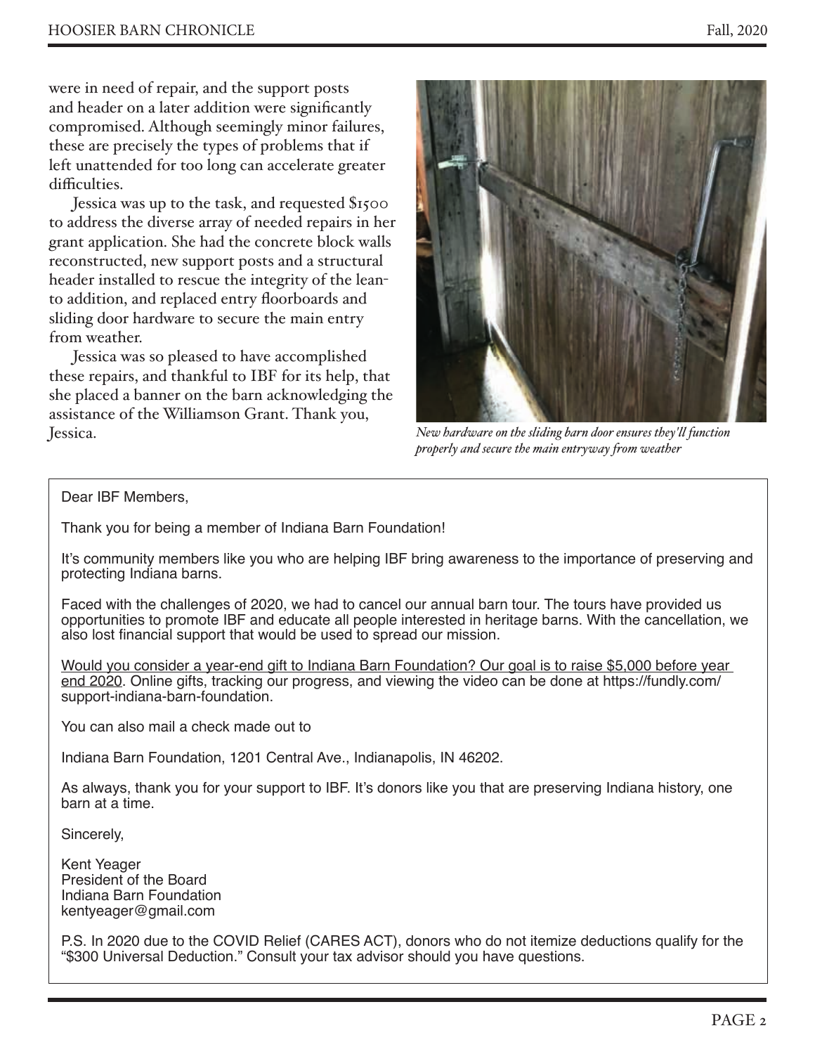were in need of repair, and the support posts and header on a later addition were significantly compromised. Although seemingly minor failures, these are precisely the types of problems that if left unattended for too long can accelerate greater difficulties.

Jessica was up to the task, and requested $1500 to address the diverse array of needed repairs in her grant application. She had the concrete block walls reconstructed, new support posts and a structural header installed to rescue the integrity of the lean-to addition, and replaced entry floorboards and sliding door hardware to secure the main entry from weather.

Jessica was so pleased to have accomplished these repairs, and thankful to IBF for its help, that she placed a banner on the barn acknowledging the assistance of the Williamson Grant. Thank you, Jessica.

*New hardware on the sliding barn door ensures they'll function properly and secure the main entryway from weather*

Dear IBF Members,

Thank you for being a member of Indiana Barn Foundation!

It's community members like you who are helping IBF bring awareness to the importance of preserving and protecting Indiana barns.

Faced with the challenges of 2020, we had to cancel our annual barn tour. The tours have provided us opportunities to promote IBF and educate all people interested in heritage barns. With the cancellation, we also lost financial support that would be used to spread our mission.

Would you consider a year-end gift to Indiana Barn Foundation? Our goal is to raise $5,000 before year end 2020. Online gifts, tracking our progress, and viewing the video can be done at https://fundly.com/support-indiana-barn-foundation.

You can also mail a check made out to

Indiana Barn Foundation, 1201 Central Ave., Indianapolis, IN 46202.

As always, thank you for your support to IBF. It's donors like you that are preserving Indiana history, one barn at a time.

Sincerely,

Kent Yeager  
President of the Board  
Indiana Barn Foundation  
kentyeager@gmail.com

P.S. In 2020 due to the COVID Relief (CARES ACT), donors who do not itemize deductions qualify for the "$300 Universal Deduction." Consult your tax advisor should you have questions.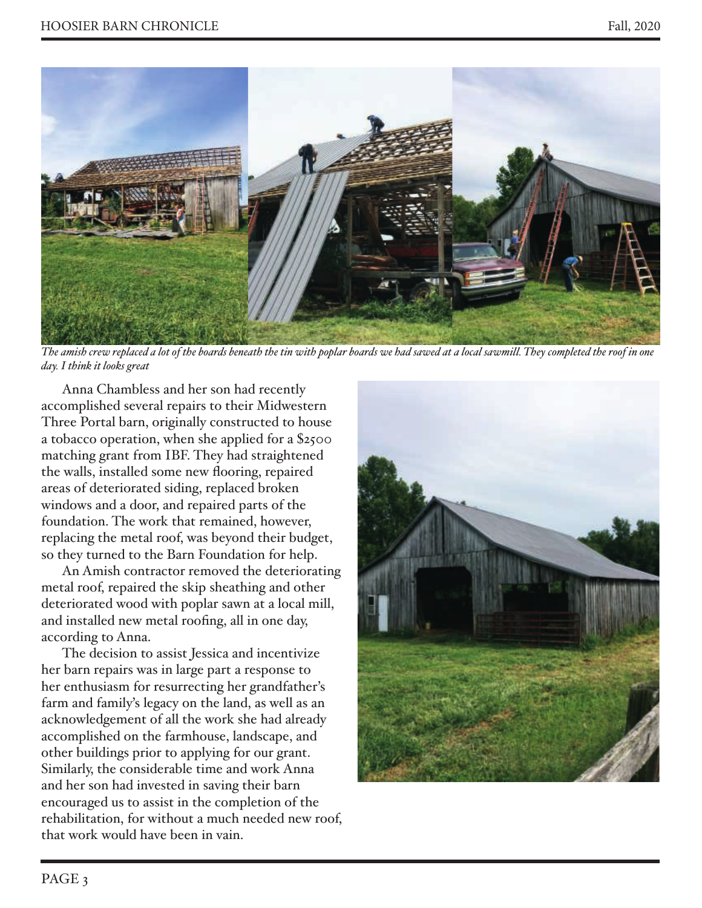*The amish crew replaced a lot of the boards beneath the tin with poplar boards we had sawed at a local sawmill. They completed the roof in one day. I think it looks great*

Anna Chambless and her son had recently accomplished several repairs to their Midwestern Three Portal barn, originally constructed to house a tobacco operation, when she applied for a $2500 matching grant from IBF. They had straightened the walls, installed some new flooring, repaired areas of deteriorated siding, replaced broken windows and a door, and repaired parts of the foundation. The work that remained, however, replacing the metal roof, was beyond their budget, so they turned to the Barn Foundation for help.

An Amish contractor removed the deteriorating metal roof, repaired the skip sheathing and other deteriorated wood with poplar sawn at a local mill, and installed new metal roofing, all in one day, according to Anna.

The decision to assist Jessica and incentivize her barn repairs was in large part a response to her enthusiasm for resurrecting her grandfather's farm and family's legacy on the land, as well as an acknowledgement of all the work she had already accomplished on the farmhouse, landscape, and other buildings prior to applying for our grant. Similarly, the considerable time and work Anna and her son had invested in saving their barn encouraged us to assist in the completion of the rehabilitation, for without a much needed new roof, that work would have been in vain.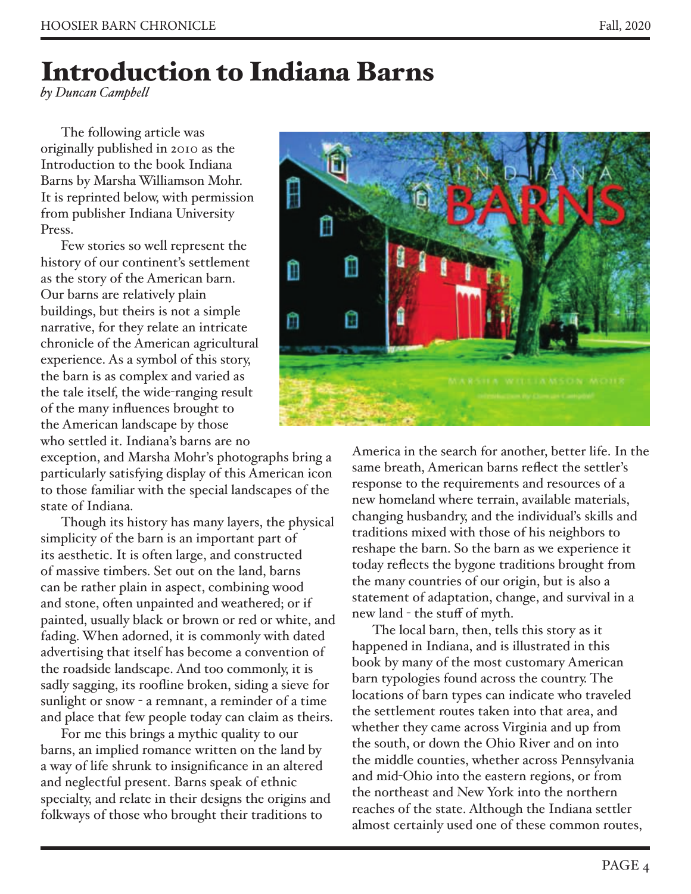# Introduction to Indiana Barns

*by Duncan Campbell*

The following article was originally published in 2010 as the Introduction to the book Indiana Barns by Marsha Williamson Mohr. It is reprinted below, with permission from publisher Indiana University Press.

Few stories so well represent the history of our continent's settlement as the story of the American barn. Our barns are relatively plain buildings, but theirs is not a simple narrative, for they relate an intricate chronicle of the American agricultural experience. As a symbol of this story, the barn is as complex and varied as the tale itself, the wide-ranging result of the many influences brought to the American landscape by those who settled it. Indiana's barns are no exception, and Marsha Mohr's photographs bring a particularly satisfying display of this American icon to those familiar with the special landscapes of the state of Indiana.

Though its history has many layers, the physical simplicity of the barn is an important part of its aesthetic. It is often large, and constructed of massive timbers. Set out on the land, barns can be rather plain in aspect, combining wood and stone, often unpainted and weathered; or if painted, usually black or brown or red or white, and fading. When adorned, it is commonly with dated advertising that itself has become a convention of the roadside landscape. And too commonly, it is sadly sagging, its roofline broken, siding a sieve for sunlight or snow - a remnant, a reminder of a time and place that few people today can claim as theirs.

For me this brings a mythic quality to our barns, an implied romance written on the land by a way of life shrunk to insignificance in an altered and neglectful present. Barns speak of ethnic specialty, and relate in their designs the origins and folkways of those who brought their traditions to America in the search for another, better life. In the same breath, American barns reflect the settler's response to the requirements and resources of a new homeland where terrain, available materials, changing husbandry, and the individual's skills and traditions mixed with those of his neighbors to reshape the barn. So the barn as we experience it today reflects the bygone traditions brought from the many countries of our origin, but is also a statement of adaptation, change, and survival in a new land - the stuff of myth.

The local barn, then, tells this story as it happened in Indiana, and is illustrated in this book by many of the most customary American barn typologies found across the country. The locations of barn types can indicate who traveled the settlement routes taken into that area, and whether they came across Virginia and up from the south, or down the Ohio River and on into the middle counties, whether across Pennsylvania and mid-Ohio into the eastern regions, or from the northeast and New York into the northern reaches of the state. Although the Indiana settler almost certainly used one of these common routes,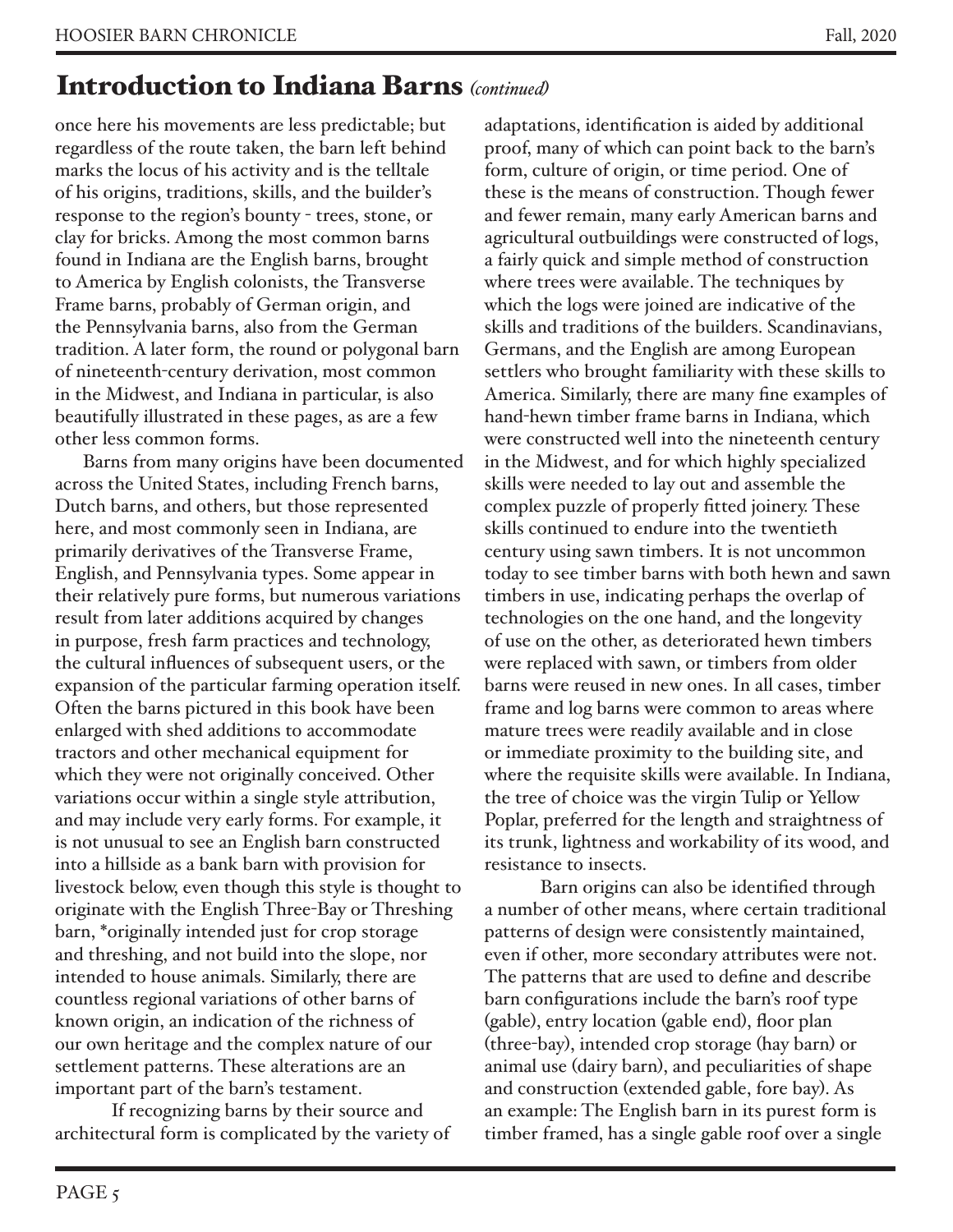## Introduction to Indiana Barns *(continued)*

once here his movements are less predictable; but regardless of the route taken, the barn left behind marks the locus of his activity and is the telltale of his origins, traditions, skills, and the builder's response to the region's bounty - trees, stone, or clay for bricks. Among the most common barns found in Indiana are the English barns, brought to America by English colonists, the Transverse Frame barns, probably of German origin, and the Pennsylvania barns, also from the German tradition. A later form, the round or polygonal barn of nineteenth-century derivation, most common in the Midwest, and Indiana in particular, is also beautifully illustrated in these pages, as are a few other less common forms.

Barns from many origins have been documented across the United States, including French barns, Dutch barns, and others, but those represented here, and most commonly seen in Indiana, are primarily derivatives of the Transverse Frame, English, and Pennsylvania types. Some appear in their relatively pure forms, but numerous variations result from later additions acquired by changes in purpose, fresh farm practices and technology, the cultural influences of subsequent users, or the expansion of the particular farming operation itself. Often the barns pictured in this book have been enlarged with shed additions to accommodate tractors and other mechanical equipment for which they were not originally conceived. Other variations occur within a single style attribution, and may include very early forms. For example, it is not unusual to see an English barn constructed into a hillside as a bank barn with provision for livestock below, even though this style is thought to originate with the English Three-Bay or Threshing barn, *originally intended just for crop storage and threshing, and not build into the slope, nor intended to house animals. Similarly, there are countless regional variations of other barns of known origin, an indication of the richness of our own heritage and the complex nature of our settlement patterns. These alterations are an important part of the barn's testament.

If recognizing barns by their source and architectural form is complicated by the variety of adaptations, identification is aided by additional proof, many of which can point back to the barn's form, culture of origin, or time period. One of these is the means of construction. Though fewer and fewer remain, many early American barns and agricultural outbuildings were constructed of logs, a fairly quick and simple method of construction where trees were available. The techniques by which the logs were joined are indicative of the skills and traditions of the builders. Scandinavians, Germans, and the English are among European settlers who brought familiarity with these skills to America. Similarly, there are many fine examples of hand-hewn timber frame barns in Indiana, which were constructed well into the nineteenth century in the Midwest, and for which highly specialized skills were needed to lay out and assemble the complex puzzle of properly fitted joinery. These skills continued to endure into the twentieth century using sawn timbers. It is not uncommon today to see timber barns with both hewn and sawn timbers in use, indicating perhaps the overlap of technologies on the one hand, and the longevity of use on the other, as deteriorated hewn timbers were replaced with sawn, or timbers from older barns were reused in new ones. In all cases, timber frame and log barns were common to areas where mature trees were readily available and in close or immediate proximity to the building site, and where the requisite skills were available. In Indiana, the tree of choice was the virgin Tulip or Yellow Poplar, preferred for the length and straightness of its trunk, lightness and workability of its wood, and resistance to insects.

Barn origins can also be identified through a number of other means, where certain traditional patterns of design were consistently maintained, even if other, more secondary attributes were not. The patterns that are used to define and describe barn configurations include the barn's roof type (gable), entry location (gable end), floor plan (three-bay), intended crop storage (hay barn) or animal use (dairy barn), and peculiarities of shape and construction (extended gable, fore bay). As an example: The English barn in its purest form is timber framed, has a single gable roof over a single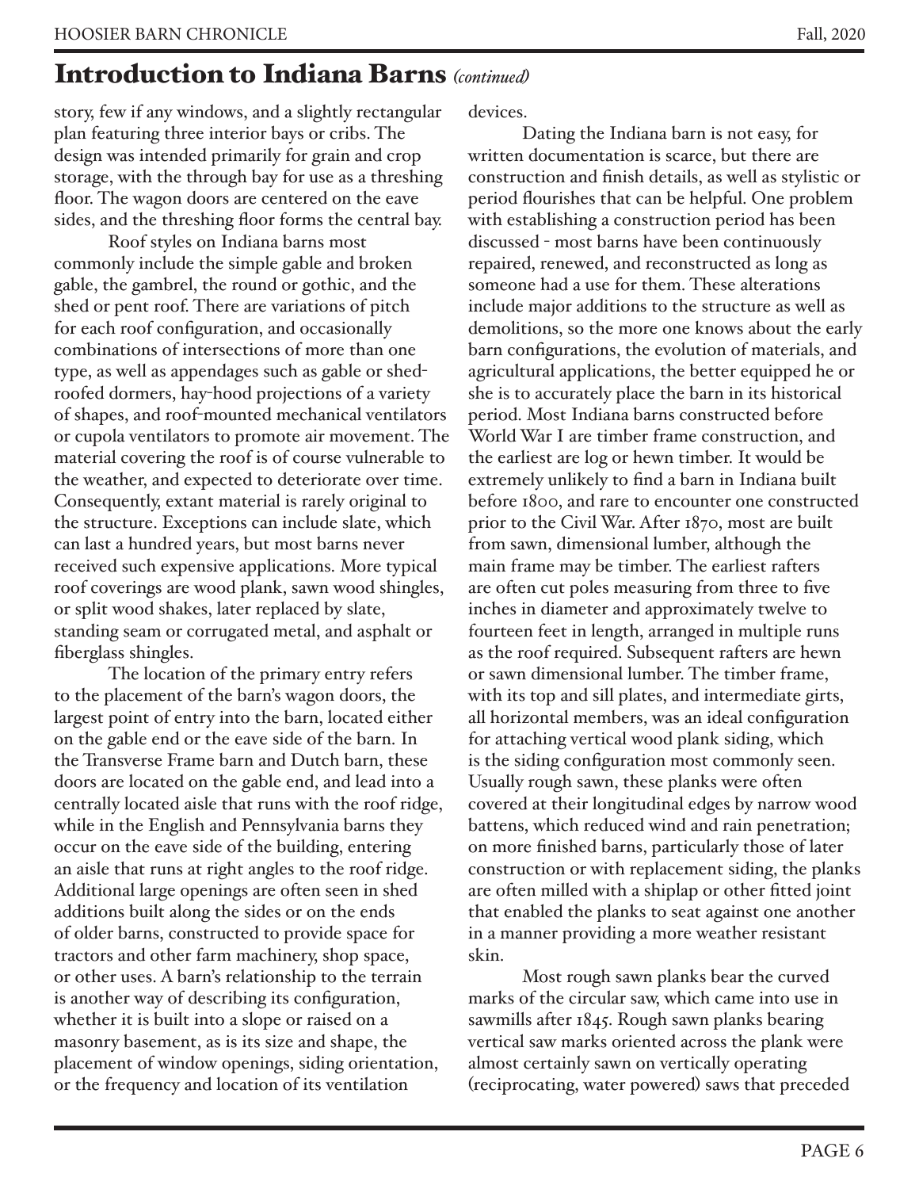## Introduction to Indiana Barns *(continued)*

story, few if any windows, and a slightly rectangular plan featuring three interior bays or cribs. The design was intended primarily for grain and crop storage, with the through bay for use as a threshing floor. The wagon doors are centered on the eave sides, and the threshing floor forms the central bay.

Roof styles on Indiana barns most commonly include the simple gable and broken gable, the gambrel, the round or gothic, and the shed or pent roof. There are variations of pitch for each roof configuration, and occasionally combinations of intersections of more than one type, as well as appendages such as gable or shed-roofed dormers, hay-hood projections of a variety of shapes, and roof-mounted mechanical ventilators or cupola ventilators to promote air movement. The material covering the roof is of course vulnerable to the weather, and expected to deteriorate over time. Consequently, extant material is rarely original to the structure. Exceptions can include slate, which can last a hundred years, but most barns never received such expensive applications. More typical roof coverings are wood plank, sawn wood shingles, or split wood shakes, later replaced by slate, standing seam or corrugated metal, and asphalt or fiberglass shingles.

The location of the primary entry refers to the placement of the barn's wagon doors, the largest point of entry into the barn, located either on the gable end or the eave side of the barn. In the Transverse Frame barn and Dutch barn, these doors are located on the gable end, and lead into a centrally located aisle that runs with the roof ridge, while in the English and Pennsylvania barns they occur on the eave side of the building, entering an aisle that runs at right angles to the roof ridge. Additional large openings are often seen in shed additions built along the sides or on the ends of older barns, constructed to provide space for tractors and other farm machinery, shop space, or other uses. A barn's relationship to the terrain is another way of describing its configuration, whether it is built into a slope or raised on a masonry basement, as is its size and shape, the placement of window openings, siding orientation, or the frequency and location of its ventilation devices.

Dating the Indiana barn is not easy, for written documentation is scarce, but there are construction and finish details, as well as stylistic or period flourishes that can be helpful. One problem with establishing a construction period has been discussed - most barns have been continuously repaired, renewed, and reconstructed as long as someone had a use for them. These alterations include major additions to the structure as well as demolitions, so the more one knows about the early barn configurations, the evolution of materials, and agricultural applications, the better equipped he or she is to accurately place the barn in its historical period. Most Indiana barns constructed before World War I are timber frame construction, and the earliest are log or hewn timber. It would be extremely unlikely to find a barn in Indiana built before 1800, and rare to encounter one constructed prior to the Civil War. After 1870, most are built from sawn, dimensional lumber, although the main frame may be timber. The earliest rafters are often cut poles measuring from three to five inches in diameter and approximately twelve to fourteen feet in length, arranged in multiple runs as the roof required. Subsequent rafters are hewn or sawn dimensional lumber. The timber frame, with its top and sill plates, and intermediate girts, all horizontal members, was an ideal configuration for attaching vertical wood plank siding, which is the siding configuration most commonly seen. Usually rough sawn, these planks were often covered at their longitudinal edges by narrow wood battens, which reduced wind and rain penetration; on more finished barns, particularly those of later construction or with replacement siding, the planks are often milled with a shiplap or other fitted joint that enabled the planks to seat against one another in a manner providing a more weather resistant skin.

Most rough sawn planks bear the curved marks of the circular saw, which came into use in sawmills after 1845. Rough sawn planks bearing vertical saw marks oriented across the plank were almost certainly sawn on vertically operating (reciprocating, water powered) saws that preceded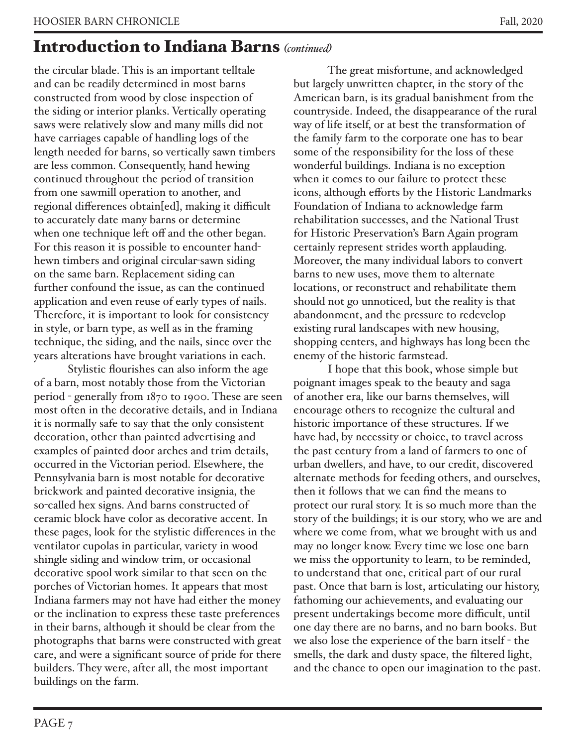## Introduction to Indiana Barns *(continued)*

the circular blade. This is an important telltale and can be readily determined in most barns constructed from wood by close inspection of the siding or interior planks. Vertically operating saws were relatively slow and many mills did not have carriages capable of handling logs of the length needed for barns, so vertically sawn timbers are less common. Consequently, hand hewing continued throughout the period of transition from one sawmill operation to another, and regional differences obtain[ed], making it difficult to accurately date many barns or determine when one technique left off and the other began. For this reason it is possible to encounter hand-hewn timbers and original circular-sawn siding on the same barn. Replacement siding can further confound the issue, as can the continued application and even reuse of early types of nails. Therefore, it is important to look for consistency in style, or barn type, as well as in the framing technique, the siding, and the nails, since over the years alterations have brought variations in each.

Stylistic flourishes can also inform the age of a barn, most notably those from the Victorian period - generally from 1870 to 1900. These are seen most often in the decorative details, and in Indiana it is normally safe to say that the only consistent decoration, other than painted advertising and examples of painted door arches and trim details, occurred in the Victorian period. Elsewhere, the Pennsylvania barn is most notable for decorative brickwork and painted decorative insignia, the so-called hex signs. And barns constructed of ceramic block have color as decorative accent. In these pages, look for the stylistic differences in the ventilator cupolas in particular, variety in wood shingle siding and window trim, or occasional decorative spool work similar to that seen on the porches of Victorian homes. It appears that most Indiana farmers may not have had either the money or the inclination to express these taste preferences in their barns, although it should be clear from the photographs that barns were constructed with great care, and were a significant source of pride for there builders. They were, after all, the most important buildings on the farm.

The great misfortune, and acknowledged but largely unwritten chapter, in the story of the American barn, is its gradual banishment from the countryside. Indeed, the disappearance of the rural way of life itself, or at best the transformation of the family farm to the corporate one has to bear some of the responsibility for the loss of these wonderful buildings. Indiana is no exception when it comes to our failure to protect these icons, although efforts by the Historic Landmarks Foundation of Indiana to acknowledge farm rehabilitation successes, and the National Trust for Historic Preservation's Barn Again program certainly represent strides worth applauding. Moreover, the many individual labors to convert barns to new uses, move them to alternate locations, or reconstruct and rehabilitate them should not go unnoticed, but the reality is that abandonment, and the pressure to redevelop existing rural landscapes with new housing, shopping centers, and highways has long been the enemy of the historic farmstead.

I hope that this book, whose simple but poignant images speak to the beauty and saga of another era, like our barns themselves, will encourage others to recognize the cultural and historic importance of these structures. If we have had, by necessity or choice, to travel across the past century from a land of farmers to one of urban dwellers, and have, to our credit, discovered alternate methods for feeding others, and ourselves, then it follows that we can find the means to protect our rural story. It is so much more than the story of the buildings; it is our story, who we are and where we come from, what we brought with us and may no longer know. Every time we lose one barn we miss the opportunity to learn, to be reminded, to understand that one, critical part of our rural past. Once that barn is lost, articulating our history, fathoming our achievements, and evaluating our present undertakings become more difficult, until one day there are no barns, and no barn books. But we also lose the experience of the barn itself - the smells, the dark and dusty space, the filtered light, and the chance to open our imagination to the past.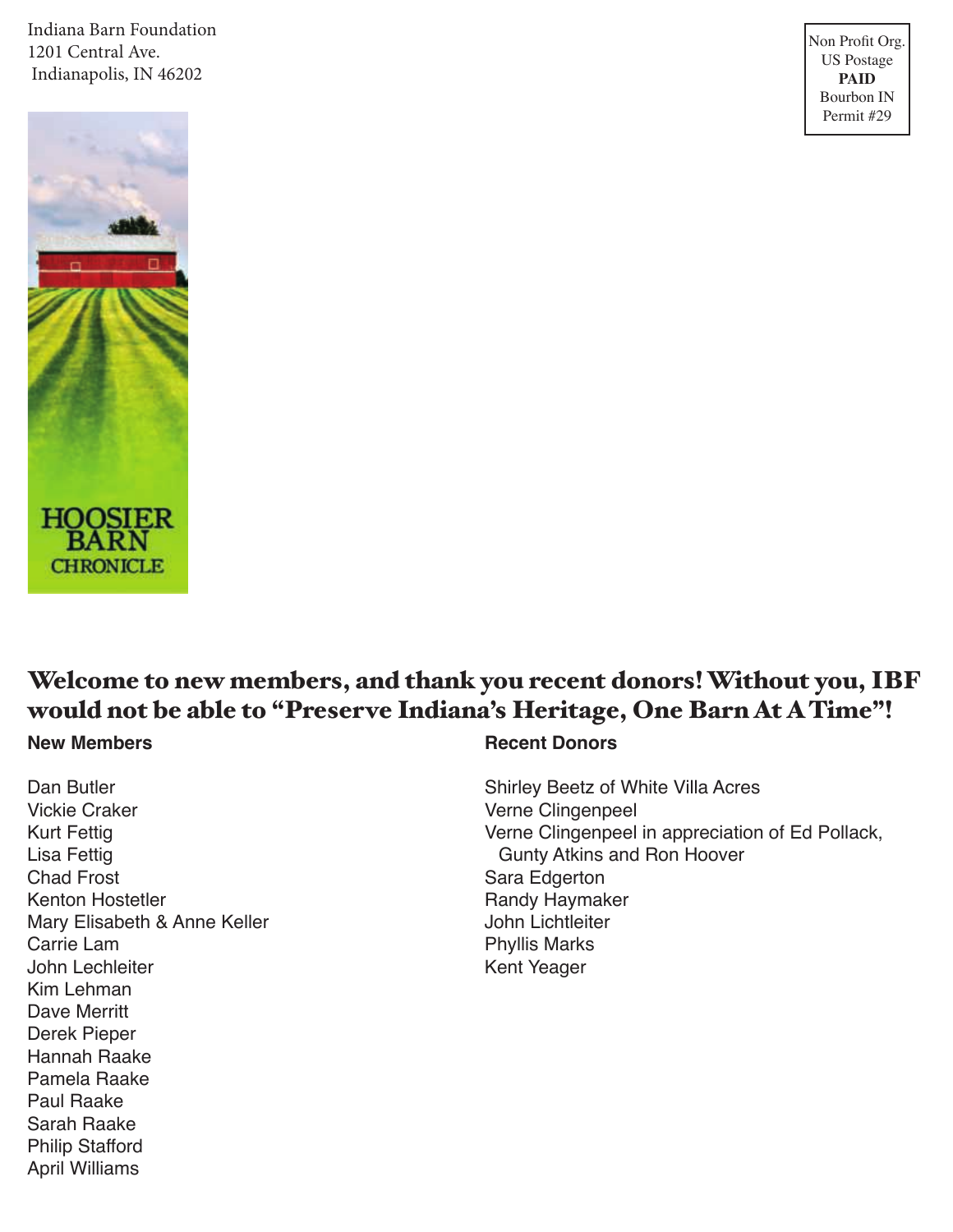Indiana Barn Foundation
1201 Central Ave.
Indianapolis, IN 46202

Non Profit Org.
US Postage
**PAID**
Bourbon IN
Permit #29

HOOSIER BARN CHRONICLE

## Welcome to new members, and thank you recent donors! Without you, IBF would not be able to "Preserve Indiana's Heritage, One Barn At A Time"!

**New Members**

Dan Butler
Vickie Craker
Kurt Fettig
Lisa Fettig
Chad Frost
Kenton Hostetler
Mary Elisabeth & Anne Keller
Carrie Lam
John Lechleiter
Kim Lehman
Dave Merritt
Derek Pieper
Hannah Raake
Pamela Raake
Paul Raake
Sarah Raake
Philip Stafford
April Williams

**Recent Donors**

Shirley Beetz of White Villa Acres
Verne Clingenpeel
Verne Clingenpeel in appreciation of Ed Pollack, Gunty Atkins and Ron Hoover
Sara Edgerton
Randy Haymaker
John Lichtleiter
Phyllis Marks
Kent Yeager